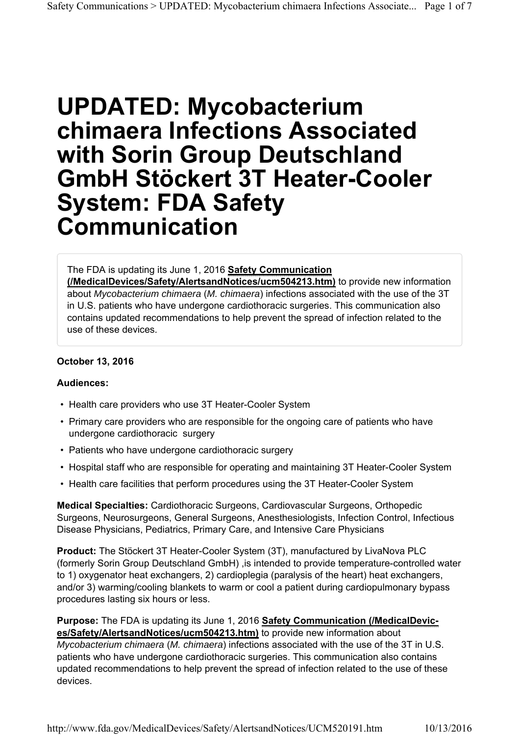# UPDATED: Mycobacterium chimaera Infections Associated with Sorin Group Deutschland GmbH Stöckert 3T Heater-Cooler System: FDA Safety Communication

The FDA is updating its June 1, 2016 **Safety Communication (/MedicalDevices/Safety/AlertsandNotices/ucm504213.htm)** to provide new information about *Mycobacterium chimaera* (*M. chimaera*) infections associated with the use of the 3T in U.S. patients who have undergone cardiothoracic surgeries. This communication also contains updated recommendations to help prevent the spread of infection related to the use of these devices.

**October 13, 2016**

**Audiences:**

- Health care providers who use 3T Heater-Cooler System
- Primary care providers who are responsible for the ongoing care of patients who have undergone cardiothoracic surgery
- Patients who have undergone cardiothoracic surgery
- Hospital staff who are responsible for operating and maintaining 3T Heater-Cooler System
- Health care facilities that perform procedures using the 3T Heater-Cooler System

**Medical Specialties:** Cardiothoracic Surgeons, Cardiovascular Surgeons, Orthopedic Surgeons, Neurosurgeons, General Surgeons, Anesthesiologists, Infection Control, Infectious Disease Physicians, Pediatrics, Primary Care, and Intensive Care Physicians

**Product:** The Stöckert 3T Heater-Cooler System (3T), manufactured by LivaNova PLC (formerly Sorin Group Deutschland GmbH) ,is intended to provide temperature-controlled water to 1) oxygenator heat exchangers, 2) cardioplegia (paralysis of the heart) heat exchangers, and/or 3) warming/cooling blankets to warm or cool a patient during cardiopulmonary bypass procedures lasting six hours or less.

**Purpose:** The FDA is updating its June 1, 2016 **Safety Communication (/MedicalDevices/Safety/AlertsandNotices/ucm504213.htm)** to provide new information about *Mycobacterium chimaera* (*M. chimaera*) infections associated with the use of the 3T in U.S. patients who have undergone cardiothoracic surgeries. This communication also contains updated recommendations to help prevent the spread of infection related to the use of these devices.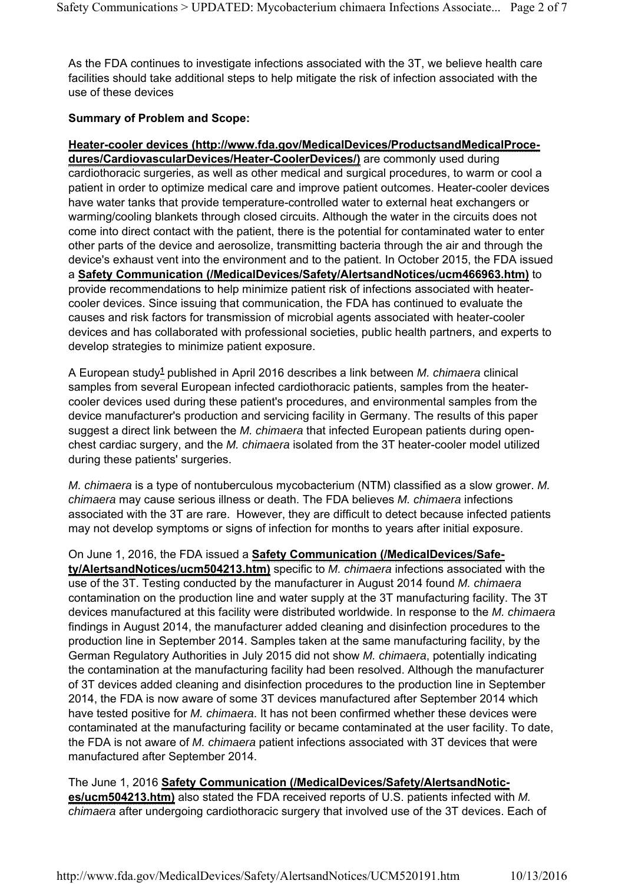As the FDA continues to investigate infections associated with the 3T, we believe health care facilities should take additional steps to help mitigate the risk of infection associated with the use of these devices

**Summary of Problem and Scope:**

**Heater-cooler devices (http://www.fda.gov/MedicalDevices/ProductsandMedicalProcedures/CardiovascularDevices/Heater-CoolerDevices/)** are commonly used during cardiothoracic surgeries, as well as other medical and surgical procedures, to warm or cool a patient in order to optimize medical care and improve patient outcomes. Heater-cooler devices have water tanks that provide temperature-controlled water to external heat exchangers or warming/cooling blankets through closed circuits. Although the water in the circuits does not come into direct contact with the patient, there is the potential for contaminated water to enter other parts of the device and aerosolize, transmitting bacteria through the air and through the device's exhaust vent into the environment and to the patient. In October 2015, the FDA issued a **Safety Communication (/MedicalDevices/Safety/AlertsandNotices/ucm466963.htm)** to provide recommendations to help minimize patient risk of infections associated with heater-cooler devices. Since issuing that communication, the FDA has continued to evaluate the causes and risk factors for transmission of microbial agents associated with heater-cooler devices and has collaborated with professional societies, public health partners, and experts to develop strategies to minimize patient exposure.

A European study[1] published in April 2016 describes a link between *M. chimaera* clinical samples from several European infected cardiothoracic patients, samples from the heater-cooler devices used during these patient's procedures, and environmental samples from the device manufacturer's production and servicing facility in Germany. The results of this paper suggest a direct link between the *M. chimaera* that infected European patients during open-chest cardiac surgery, and the *M. chimaera* isolated from the 3T heater-cooler model utilized during these patients' surgeries.

*M. chimaera* is a type of nontuberculous mycobacterium (NTM) classified as a slow grower. *M. chimaera* may cause serious illness or death. The FDA believes *M. chimaera* infections associated with the 3T are rare. However, they are difficult to detect because infected patients may not develop symptoms or signs of infection for months to years after initial exposure.

On June 1, 2016, the FDA issued a **Safety Communication (/MedicalDevices/Safety/AlertsandNotices/ucm504213.htm)** specific to *M. chimaera* infections associated with the use of the 3T. Testing conducted by the manufacturer in August 2014 found *M. chimaera* contamination on the production line and water supply at the 3T manufacturing facility. The 3T devices manufactured at this facility were distributed worldwide. In response to the *M. chimaera* findings in August 2014, the manufacturer added cleaning and disinfection procedures to the production line in September 2014. Samples taken at the same manufacturing facility, by the German Regulatory Authorities in July 2015 did not show *M. chimaera*, potentially indicating the contamination at the manufacturing facility had been resolved. Although the manufacturer of 3T devices added cleaning and disinfection procedures to the production line in September 2014, the FDA is now aware of some 3T devices manufactured after September 2014 which have tested positive for *M. chimaera*. It has not been confirmed whether these devices were contaminated at the manufacturing facility or became contaminated at the user facility. To date, the FDA is not aware of *M. chimaera* patient infections associated with 3T devices that were manufactured after September 2014.

The June 1, 2016 **Safety Communication (/MedicalDevices/Safety/AlertsandNotices/ucm504213.htm)** also stated the FDA received reports of U.S. patients infected with *M. chimaera* after undergoing cardiothoracic surgery that involved use of the 3T devices. Each of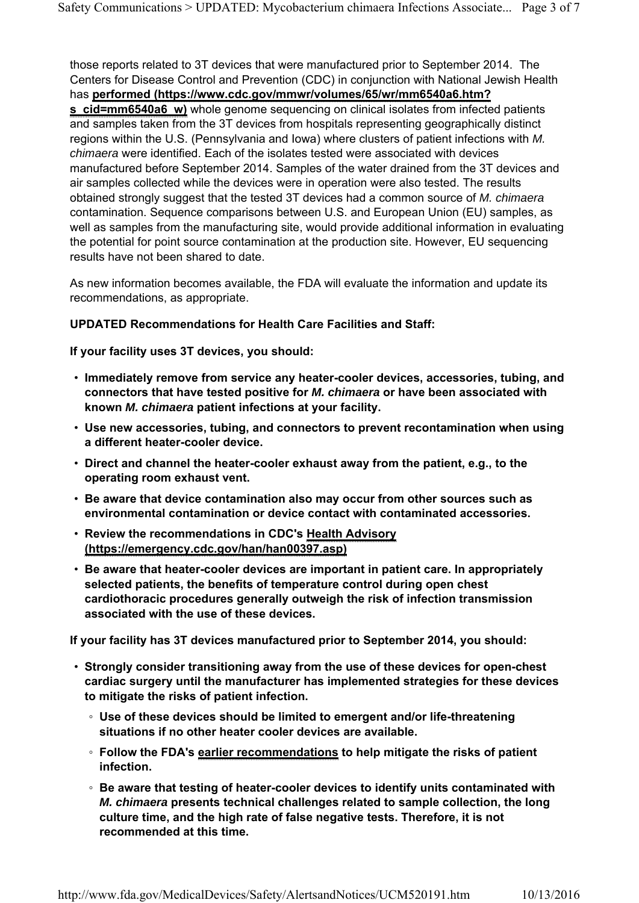those reports related to 3T devices that were manufactured prior to September 2014. The Centers for Disease Control and Prevention (CDC) in conjunction with National Jewish Health has **performed (https://www.cdc.gov/mmwr/volumes/65/wr/mm6540a6.htm?s_cid=mm6540a6_w)** whole genome sequencing on clinical isolates from infected patients and samples taken from the 3T devices from hospitals representing geographically distinct regions within the U.S. (Pennsylvania and Iowa) where clusters of patient infections with *M. chimaera* were identified. Each of the isolates tested were associated with devices manufactured before September 2014. Samples of the water drained from the 3T devices and air samples collected while the devices were in operation were also tested. The results obtained strongly suggest that the tested 3T devices had a common source of *M. chimaera* contamination. Sequence comparisons between U.S. and European Union (EU) samples, as well as samples from the manufacturing site, would provide additional information in evaluating the potential for point source contamination at the production site. However, EU sequencing results have not been shared to date.

As new information becomes available, the FDA will evaluate the information and update its recommendations, as appropriate.

**UPDATED Recommendations for Health Care Facilities and Staff:**

**If your facility uses 3T devices, you should:**

- **Immediately remove from service any heater-cooler devices, accessories, tubing, and connectors that have tested positive for *M. chimaera* or have been associated with known *M. chimaera* patient infections at your facility.**
- **Use new accessories, tubing, and connectors to prevent recontamination when using a different heater-cooler device.**
- **Direct and channel the heater-cooler exhaust away from the patient, e.g., to the operating room exhaust vent.**
- **Be aware that device contamination also may occur from other sources such as environmental contamination or device contact with contaminated accessories.**
- **Review the recommendations in CDC's Health Advisory (https://emergency.cdc.gov/han/han00397.asp)**
- **Be aware that heater-cooler devices are important in patient care. In appropriately selected patients, the benefits of temperature control during open chest cardiothoracic procedures generally outweigh the risk of infection transmission associated with the use of these devices.**

**If your facility has 3T devices manufactured prior to September 2014, you should:**

- **Strongly consider transitioning away from the use of these devices for open-chest cardiac surgery until the manufacturer has implemented strategies for these devices to mitigate the risks of patient infection.**
  - **Use of these devices should be limited to emergent and/or life-threatening situations if no other heater cooler devices are available.**
  - **Follow the FDA's earlier recommendations to help mitigate the risks of patient infection.**
  - **Be aware that testing of heater-cooler devices to identify units contaminated with *M. chimaera* presents technical challenges related to sample collection, the long culture time, and the high rate of false negative tests. Therefore, it is not recommended at this time.**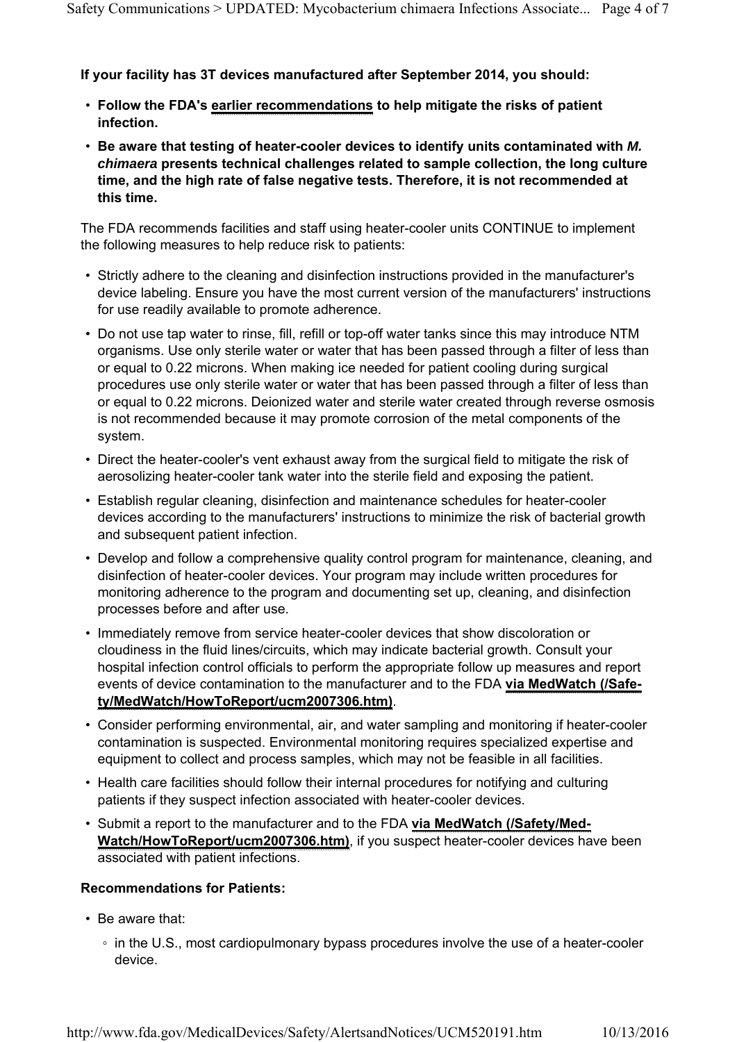**If your facility has 3T devices manufactured after September 2014, you should:**

- **Follow the FDA's earlier recommendations to help mitigate the risks of patient infection.**
- **Be aware that testing of heater-cooler devices to identify units contaminated with *M. chimaera* presents technical challenges related to sample collection, the long culture time, and the high rate of false negative tests. Therefore, it is not recommended at this time.**

The FDA recommends facilities and staff using heater-cooler units CONTINUE to implement the following measures to help reduce risk to patients:

- Strictly adhere to the cleaning and disinfection instructions provided in the manufacturer's device labeling. Ensure you have the most current version of the manufacturers' instructions for use readily available to promote adherence.
- Do not use tap water to rinse, fill, refill or top-off water tanks since this may introduce NTM organisms. Use only sterile water or water that has been passed through a filter of less than or equal to 0.22 microns. When making ice needed for patient cooling during surgical procedures use only sterile water or water that has been passed through a filter of less than or equal to 0.22 microns. Deionized water and sterile water created through reverse osmosis is not recommended because it may promote corrosion of the metal components of the system.
- Direct the heater-cooler's vent exhaust away from the surgical field to mitigate the risk of aerosolizing heater-cooler tank water into the sterile field and exposing the patient.
- Establish regular cleaning, disinfection and maintenance schedules for heater-cooler devices according to the manufacturers' instructions to minimize the risk of bacterial growth and subsequent patient infection.
- Develop and follow a comprehensive quality control program for maintenance, cleaning, and disinfection of heater-cooler devices. Your program may include written procedures for monitoring adherence to the program and documenting set up, cleaning, and disinfection processes before and after use.
- Immediately remove from service heater-cooler devices that show discoloration or cloudiness in the fluid lines/circuits, which may indicate bacterial growth. Consult your hospital infection control officials to perform the appropriate follow up measures and report events of device contamination to the manufacturer and to the FDA **via MedWatch (/Safety/MedWatch/HowToReport/ucm2007306.htm)**.
- Consider performing environmental, air, and water sampling and monitoring if heater-cooler contamination is suspected. Environmental monitoring requires specialized expertise and equipment to collect and process samples, which may not be feasible in all facilities.
- Health care facilities should follow their internal procedures for notifying and culturing patients if they suspect infection associated with heater-cooler devices.
- Submit a report to the manufacturer and to the FDA **via MedWatch (/Safety/MedWatch/HowToReport/ucm2007306.htm)**, if you suspect heater-cooler devices have been associated with patient infections.

**Recommendations for Patients:**

- Be aware that:
  - in the U.S., most cardiopulmonary bypass procedures involve the use of a heater-cooler device.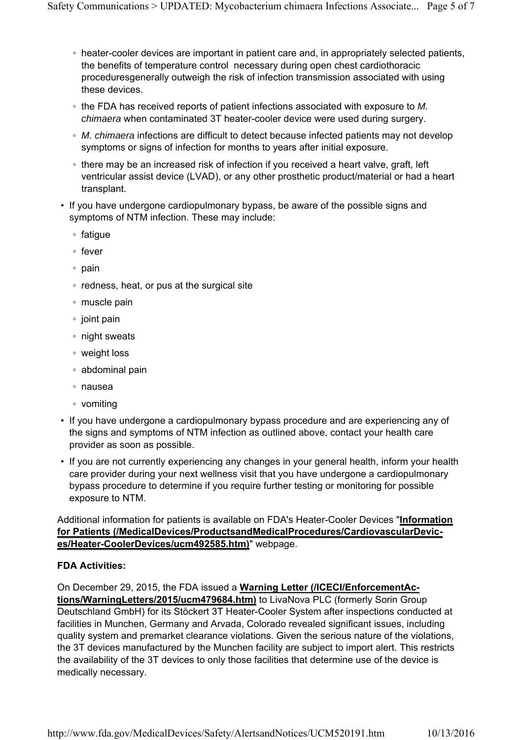- heater-cooler devices are important in patient care and, in appropriately selected patients, the benefits of temperature control necessary during open chest cardiothoracic proceduresgenerally outweigh the risk of infection transmission associated with using these devices.
  - the FDA has received reports of patient infections associated with exposure to *M. chimaera* when contaminated 3T heater-cooler device were used during surgery.
  - *M. chimaera* infections are difficult to detect because infected patients may not develop symptoms or signs of infection for months to years after initial exposure.
  - there may be an increased risk of infection if you received a heart valve, graft, left ventricular assist device (LVAD), or any other prosthetic product/material or had a heart transplant.
- If you have undergone cardiopulmonary bypass, be aware of the possible signs and symptoms of NTM infection. These may include:
  - fatigue
  - fever
  - pain
  - redness, heat, or pus at the surgical site
  - muscle pain
  - joint pain
  - night sweats
  - weight loss
  - abdominal pain
  - nausea
  - vomiting
- If you have undergone a cardiopulmonary bypass procedure and are experiencing any of the signs and symptoms of NTM infection as outlined above, contact your health care provider as soon as possible.
- If you are not currently experiencing any changes in your general health, inform your health care provider during your next wellness visit that you have undergone a cardiopulmonary bypass procedure to determine if you require further testing or monitoring for possible exposure to NTM.

Additional information for patients is available on FDA's Heater-Cooler Devices "**Information for Patients (/MedicalDevices/ProductsandMedicalProcedures/CardiovascularDevices/Heater-CoolerDevices/ucm492585.htm)**" webpage.

**FDA Activities:**

On December 29, 2015, the FDA issued a **Warning Letter (/ICECI/EnforcementActions/WarningLetters/2015/ucm479684.htm)** to LivaNova PLC (formerly Sorin Group Deutschland GmbH) for its Stöckert 3T Heater-Cooler System after inspections conducted at facilities in Munchen, Germany and Arvada, Colorado revealed significant issues, including quality system and premarket clearance violations. Given the serious nature of the violations, the 3T devices manufactured by the Munchen facility are subject to import alert. This restricts the availability of the 3T devices to only those facilities that determine use of the device is medically necessary.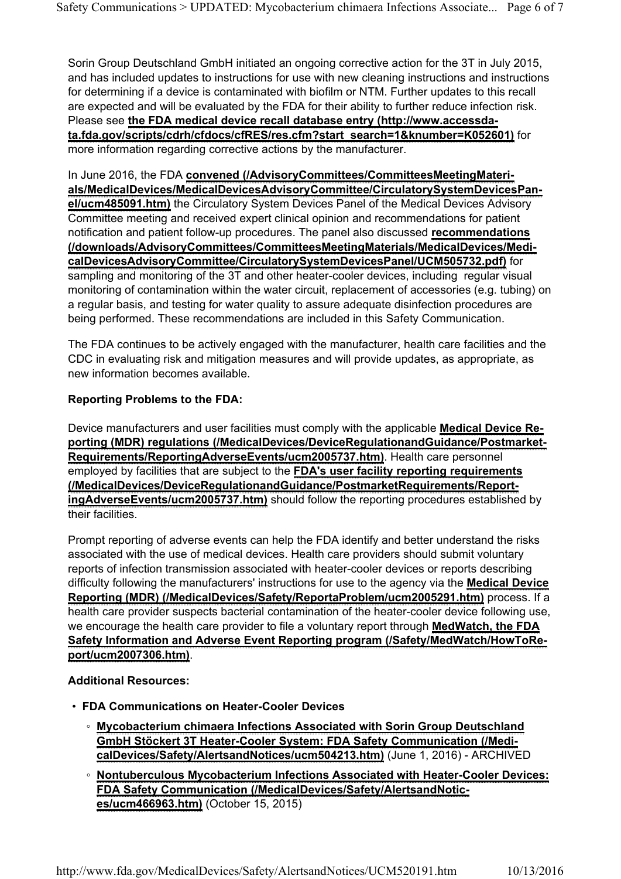Sorin Group Deutschland GmbH initiated an ongoing corrective action for the 3T in July 2015, and has included updates to instructions for use with new cleaning instructions and instructions for determining if a device is contaminated with biofilm or NTM. Further updates to this recall are expected and will be evaluated by the FDA for their ability to further reduce infection risk. Please see **the FDA medical device recall database entry (http://www.accessdata.fda.gov/scripts/cdrh/cfdocs/cfRES/res.cfm?start_search=1&knumber=K052601)** for more information regarding corrective actions by the manufacturer.

In June 2016, the FDA **convened (/AdvisoryCommittees/CommitteesMeetingMaterials/MedicalDevices/MedicalDevicesAdvisoryCommittee/CirculatorySystemDevicesPanel/ucm485091.htm)** the Circulatory System Devices Panel of the Medical Devices Advisory Committee meeting and received expert clinical opinion and recommendations for patient notification and patient follow-up procedures. The panel also discussed **recommendations (/downloads/AdvisoryCommittees/CommitteesMeetingMaterials/MedicalDevices/MedicalDevicesAdvisoryCommittee/CirculatorySystemDevicesPanel/UCM505732.pdf)** for sampling and monitoring of the 3T and other heater-cooler devices, including regular visual monitoring of contamination within the water circuit, replacement of accessories (e.g. tubing) on a regular basis, and testing for water quality to assure adequate disinfection procedures are being performed. These recommendations are included in this Safety Communication.

The FDA continues to be actively engaged with the manufacturer, health care facilities and the CDC in evaluating risk and mitigation measures and will provide updates, as appropriate, as new information becomes available.

**Reporting Problems to the FDA:**

Device manufacturers and user facilities must comply with the applicable **Medical Device Reporting (MDR) regulations (/MedicalDevices/DeviceRegulationandGuidance/PostmarketRequirements/ReportingAdverseEvents/ucm2005737.htm)**. Health care personnel employed by facilities that are subject to the **FDA's user facility reporting requirements (/MedicalDevices/DeviceRegulationandGuidance/PostmarketRequirements/ReportingAdverseEvents/ucm2005737.htm)** should follow the reporting procedures established by their facilities.

Prompt reporting of adverse events can help the FDA identify and better understand the risks associated with the use of medical devices. Health care providers should submit voluntary reports of infection transmission associated with heater-cooler devices or reports describing difficulty following the manufacturers' instructions for use to the agency via the **Medical Device Reporting (MDR) (/MedicalDevices/Safety/ReportaProblem/ucm2005291.htm)** process. If a health care provider suspects bacterial contamination of the heater-cooler device following use, we encourage the health care provider to file a voluntary report through **MedWatch, the FDA Safety Information and Adverse Event Reporting program (/Safety/MedWatch/HowToReport/ucm2007306.htm)**.

**Additional Resources:**

- **FDA Communications on Heater-Cooler Devices**
  - **Mycobacterium chimaera Infections Associated with Sorin Group Deutschland GmbH Stöckert 3T Heater-Cooler System: FDA Safety Communication (/MedicalDevices/Safety/AlertsandNotices/ucm504213.htm)** (June 1, 2016) - ARCHIVED
  - **Nontuberculous Mycobacterium Infections Associated with Heater-Cooler Devices: FDA Safety Communication (/MedicalDevices/Safety/AlertsandNotices/ucm466963.htm)** (October 15, 2015)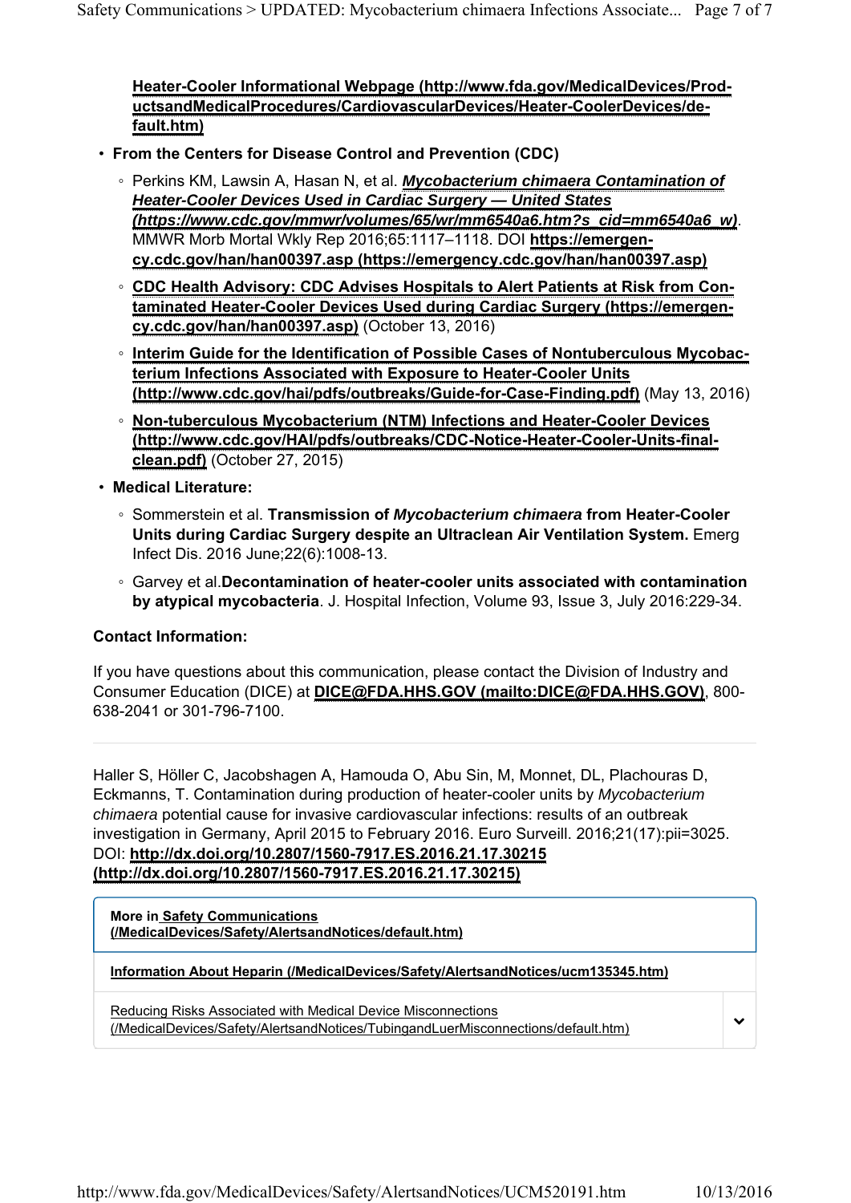**Heater-Cooler Informational Webpage (http://www.fda.gov/MedicalDevices/ProductsandMedicalProcedures/CardiovascularDevices/Heater-CoolerDevices/default.htm)**

- **From the Centers for Disease Control and Prevention (CDC)**
  - Perkins KM, Lawsin A, Hasan N, et al. ***Mycobacterium chimaera Contamination of Heater-Cooler Devices Used in Cardiac Surgery — United States (https://www.cdc.gov/mmwr/volumes/65/wr/mm6540a6.htm?s_cid=mm6540a6_w)***. MMWR Morb Mortal Wkly Rep 2016;65:1117–1118. DOI **https://emergency.cdc.gov/han/han00397.asp (https://emergency.cdc.gov/han/han00397.asp)**
  - **CDC Health Advisory: CDC Advises Hospitals to Alert Patients at Risk from Contaminated Heater-Cooler Devices Used during Cardiac Surgery (https://emergency.cdc.gov/han/han00397.asp)** (October 13, 2016)
  - **Interim Guide for the Identification of Possible Cases of Nontuberculous Mycobacterium Infections Associated with Exposure to Heater-Cooler Units (http://www.cdc.gov/hai/pdfs/outbreaks/Guide-for-Case-Finding.pdf)** (May 13, 2016)
  - **Non-tuberculous Mycobacterium (NTM) Infections and Heater-Cooler Devices (http://www.cdc.gov/HAI/pdfs/outbreaks/CDC-Notice-Heater-Cooler-Units-final-clean.pdf)** (October 27, 2015)
- **Medical Literature:**
  - Sommerstein et al. **Transmission of *Mycobacterium chimaera* from Heater-Cooler Units during Cardiac Surgery despite an Ultraclean Air Ventilation System.** Emerg Infect Dis. 2016 June;22(6):1008-13.
  - Garvey et al.**Decontamination of heater-cooler units associated with contamination by atypical mycobacteria**. J. Hospital Infection, Volume 93, Issue 3, July 2016:229-34.

**Contact Information:**

If you have questions about this communication, please contact the Division of Industry and Consumer Education (DICE) at **DICE@FDA.HHS.GOV (mailto:DICE@FDA.HHS.GOV)**, 800-638-2041 or 301-796-7100.

---

Haller S, Höller C, Jacobshagen A, Hamouda O, Abu Sin, M, Monnet, DL, Plachouras D, Eckmanns, T. Contamination during production of heater-cooler units by *Mycobacterium chimaera* potential cause for invasive cardiovascular infections: results of an outbreak investigation in Germany, April 2015 to February 2016. Euro Surveill. 2016;21(17):pii=3025. DOI: **http://dx.doi.org/10.2807/1560-7917.ES.2016.21.17.30215 (http://dx.doi.org/10.2807/1560-7917.ES.2016.21.17.30215)**

**More in Safety Communications (/MedicalDevices/Safety/AlertsandNotices/default.htm)**

**Information About Heparin (/MedicalDevices/Safety/AlertsandNotices/ucm135345.htm)**

Reducing Risks Associated with Medical Device Misconnections (/MedicalDevices/Safety/AlertsandNotices/TubingandLuerMisconnections/default.htm)